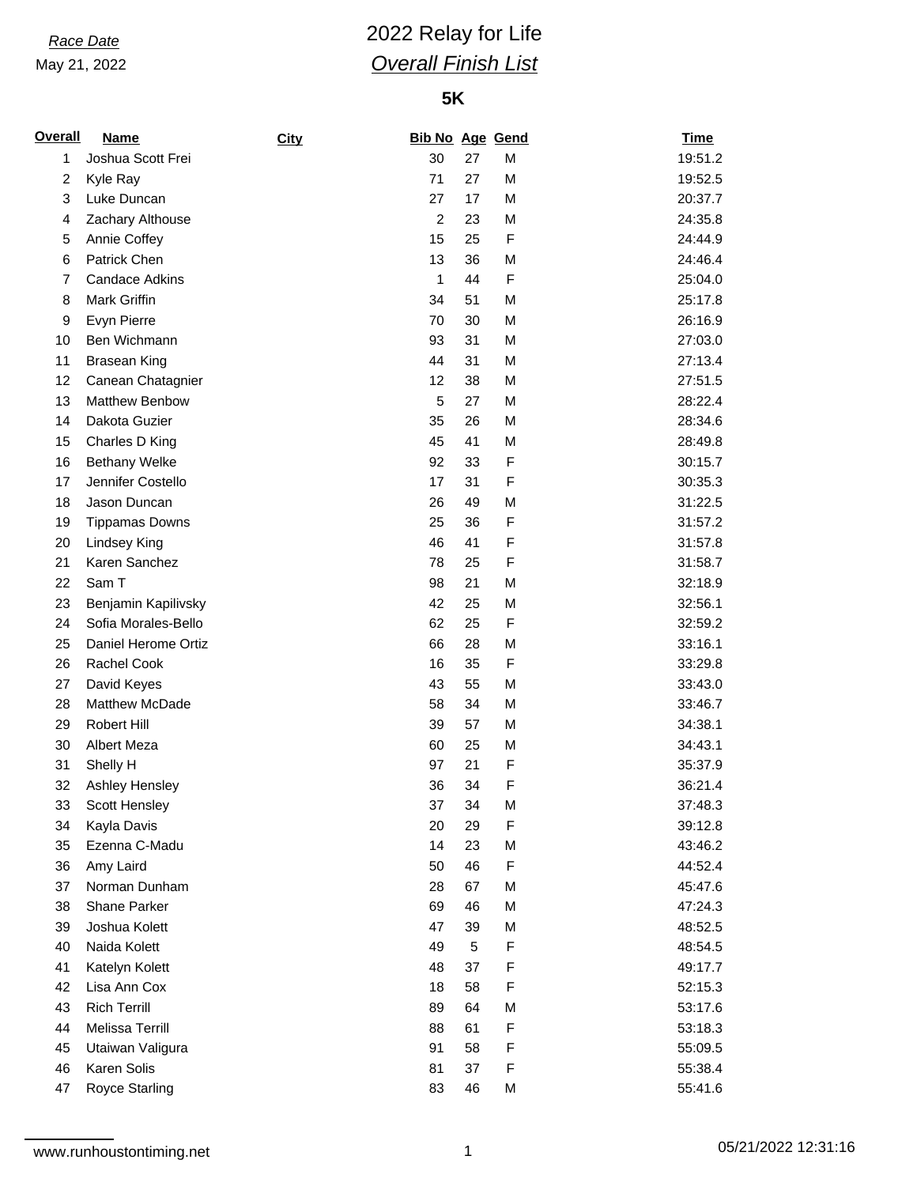*Race Date*
May 21, 2022

# 2022 Relay for Life
## *Overall Finish List*

### 5K

| Overall | Name | City | Bib No | Age | Gend | Time |
|---|---|---|---|---|---|---|
| 1 | Joshua Scott Frei | | 30 | 27 | M | 19:51.2 |
| 2 | Kyle Ray | | 71 | 27 | M | 19:52.5 |
| 3 | Luke Duncan | | 27 | 17 | M | 20:37.7 |
| 4 | Zachary Althouse | | 2 | 23 | M | 24:35.8 |
| 5 | Annie Coffey | | 15 | 25 | F | 24:44.9 |
| 6 | Patrick Chen | | 13 | 36 | M | 24:46.4 |
| 7 | Candace Adkins | | 1 | 44 | F | 25:04.0 |
| 8 | Mark Griffin | | 34 | 51 | M | 25:17.8 |
| 9 | Evyn Pierre | | 70 | 30 | M | 26:16.9 |
| 10 | Ben Wichmann | | 93 | 31 | M | 27:03.0 |
| 11 | Brasean King | | 44 | 31 | M | 27:13.4 |
| 12 | Canean Chatagnier | | 12 | 38 | M | 27:51.5 |
| 13 | Matthew Benbow | | 5 | 27 | M | 28:22.4 |
| 14 | Dakota Guzier | | 35 | 26 | M | 28:34.6 |
| 15 | Charles D King | | 45 | 41 | M | 28:49.8 |
| 16 | Bethany Welke | | 92 | 33 | F | 30:15.7 |
| 17 | Jennifer Costello | | 17 | 31 | F | 30:35.3 |
| 18 | Jason Duncan | | 26 | 49 | M | 31:22.5 |
| 19 | Tippamas Downs | | 25 | 36 | F | 31:57.2 |
| 20 | Lindsey King | | 46 | 41 | F | 31:57.8 |
| 21 | Karen Sanchez | | 78 | 25 | F | 31:58.7 |
| 22 | Sam T | | 98 | 21 | M | 32:18.9 |
| 23 | Benjamin Kapilivsky | | 42 | 25 | M | 32:56.1 |
| 24 | Sofia Morales-Bello | | 62 | 25 | F | 32:59.2 |
| 25 | Daniel Herome Ortiz | | 66 | 28 | M | 33:16.1 |
| 26 | Rachel Cook | | 16 | 35 | F | 33:29.8 |
| 27 | David Keyes | | 43 | 55 | M | 33:43.0 |
| 28 | Matthew McDade | | 58 | 34 | M | 33:46.7 |
| 29 | Robert Hill | | 39 | 57 | M | 34:38.1 |
| 30 | Albert Meza | | 60 | 25 | M | 34:43.1 |
| 31 | Shelly H | | 97 | 21 | F | 35:37.9 |
| 32 | Ashley Hensley | | 36 | 34 | F | 36:21.4 |
| 33 | Scott Hensley | | 37 | 34 | M | 37:48.3 |
| 34 | Kayla Davis | | 20 | 29 | F | 39:12.8 |
| 35 | Ezenna C-Madu | | 14 | 23 | M | 43:46.2 |
| 36 | Amy Laird | | 50 | 46 | F | 44:52.4 |
| 37 | Norman Dunham | | 28 | 67 | M | 45:47.6 |
| 38 | Shane Parker | | 69 | 46 | M | 47:24.3 |
| 39 | Joshua Kolett | | 47 | 39 | M | 48:52.5 |
| 40 | Naida Kolett | | 49 | 5 | F | 48:54.5 |
| 41 | Katelyn Kolett | | 48 | 37 | F | 49:17.7 |
| 42 | Lisa Ann Cox | | 18 | 58 | F | 52:15.3 |
| 43 | Rich Terrill | | 89 | 64 | M | 53:17.6 |
| 44 | Melissa Terrill | | 88 | 61 | F | 53:18.3 |
| 45 | Utaiwan Valigura | | 91 | 58 | F | 55:09.5 |
| 46 | Karen Solis | | 81 | 37 | F | 55:38.4 |
| 47 | Royce Starling | | 83 | 46 | M | 55:41.6 |

www.runhoustontiming.net 05/21/2022 12:31:16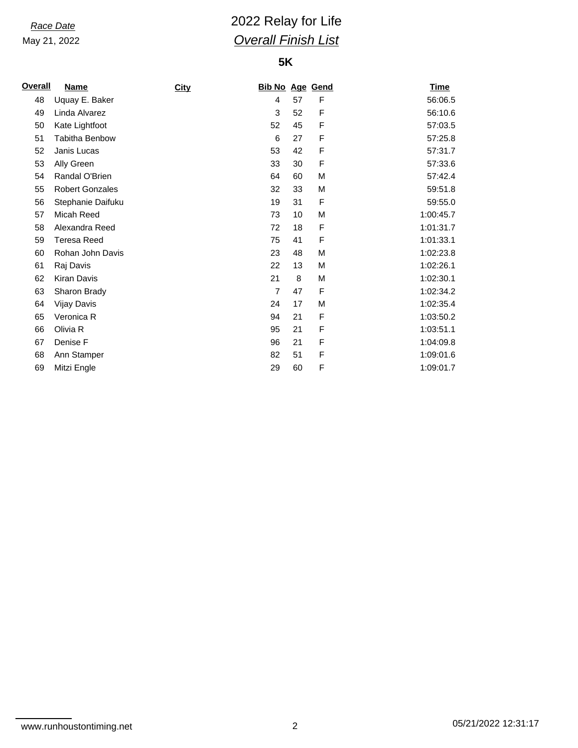*Race Date*

May 21, 2022

# 2022 Relay for Life

## *Overall Finish List*

### 5K

| Overall | Name | City | Bib No | Age | Gend | Time |
|---|---|---|---|---|---|---|
| 48 | Uquay E. Baker | | 4 | 57 | F | 56:06.5 |
| 49 | Linda Alvarez | | 3 | 52 | F | 56:10.6 |
| 50 | Kate Lightfoot | | 52 | 45 | F | 57:03.5 |
| 51 | Tabitha Benbow | | 6 | 27 | F | 57:25.8 |
| 52 | Janis Lucas | | 53 | 42 | F | 57:31.7 |
| 53 | Ally Green | | 33 | 30 | F | 57:33.6 |
| 54 | Randal O'Brien | | 64 | 60 | M | 57:42.4 |
| 55 | Robert Gonzales | | 32 | 33 | M | 59:51.8 |
| 56 | Stephanie Daifuku | | 19 | 31 | F | 59:55.0 |
| 57 | Micah Reed | | 73 | 10 | M | 1:00:45.7 |
| 58 | Alexandra Reed | | 72 | 18 | F | 1:01:31.7 |
| 59 | Teresa Reed | | 75 | 41 | F | 1:01:33.1 |
| 60 | Rohan John Davis | | 23 | 48 | M | 1:02:23.8 |
| 61 | Raj Davis | | 22 | 13 | M | 1:02:26.1 |
| 62 | Kiran Davis | | 21 | 8 | M | 1:02:30.1 |
| 63 | Sharon Brady | | 7 | 47 | F | 1:02:34.2 |
| 64 | Vijay Davis | | 24 | 17 | M | 1:02:35.4 |
| 65 | Veronica R | | 94 | 21 | F | 1:03:50.2 |
| 66 | Olivia R | | 95 | 21 | F | 1:03:51.1 |
| 67 | Denise F | | 96 | 21 | F | 1:04:09.8 |
| 68 | Ann Stamper | | 82 | 51 | F | 1:09:01.6 |
| 69 | Mitzi Engle | | 29 | 60 | F | 1:09:01.7 |

www.runhoustontiming.net

05/21/2022 12:31:17